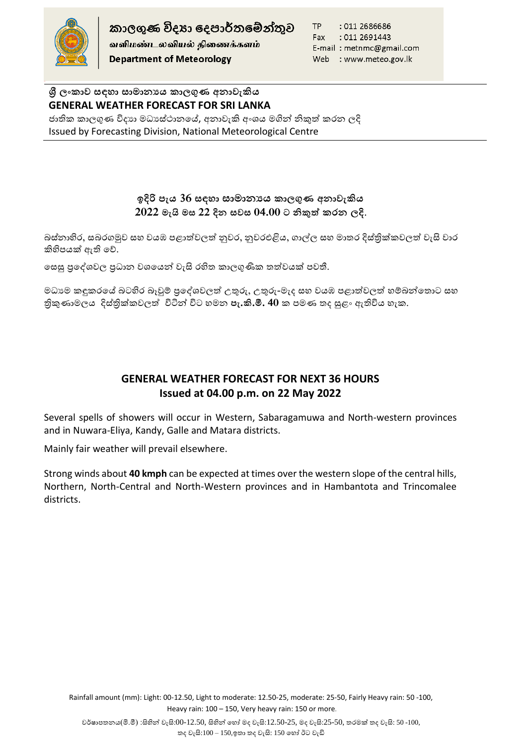# කාලගුණ විද්‍යා දෙපාර්තමේන්තුව
**வளிமண்டலவியல் திணைக்களம்**
**Department of Meteorology**

TP : 011 2686686
Fax : 011 2691443
E-mail : metnmc@gmail.com
Web : www.meteo.gov.lk

**ශ්‍රී ලංකාව සඳහා සාමාන්‍යය කාලගුණ අනාවැකිය**
**GENERAL WEATHER FORECAST FOR SRI LANKA**
ජාතික කාලගුණ විද්‍යා මධ්‍යස්ථානයේ, අනාවැකි අංශය මගින් නිකුත් කරන ලදි
Issued by Forecasting Division, National Meteorological Centre

## ඉදිරි පැය 36 සඳහා සාමාන්‍යය කාලගුණ අනාවැකිය
## 2022 මැයි මස 22 දින සවස 04.00 ට නිකුත් කරන ලදි.

බස්නාහිර, සබරගමුව සහ වයඹ පළාත්වලත් නුවර, නුවරඑළිය, ගාල්ල සහ මාතර දිස්ත්‍රික්කවලත් වැසි වාර කිහිපයක් ඇති වේ.

සෙසු ප්‍රදේශවල ප්‍රධාන වශයෙන් වැසි රහිත කාලගුණික තත්වයක් පවතී.

මධ්‍යම කඳුකරයේ බටහිර බෑවුම් ප්‍රදේශවලත් උතුරු, උතුරු-මැද සහ වයඹ පළාත්වලත් හම්බන්තොට සහ ත්‍රිකුණාමලය දිස්ත්‍රික්කවලත් විටින් විට හමන **පැ.කි.මී. 40** ක පමණ තද සුළං ඇතිවිය හැක.

## GENERAL WEATHER FORECAST FOR NEXT 36 HOURS
## Issued at 04.00 p.m. on 22 May 2022

Several spells of showers will occur in Western, Sabaragamuwa and North-western provinces and in Nuwara-Eliya, Kandy, Galle and Matara districts.

Mainly fair weather will prevail elsewhere.

Strong winds about **40 kmph** can be expected at times over the western slope of the central hills, Northern, North-Central and North-Western provinces and in Hambantota and Trincomalee districts.

Rainfall amount (mm): Light: 00-12.50, Light to moderate: 12.50-25, moderate: 25-50, Fairly Heavy rain: 50 -100, Heavy rain: 100 – 150, Very heavy rain: 150 or more.

වර්ෂාපතනය(මි.මී) :සිහින් වැසි:00-12.50, සිහින් හෝ මද වැසි:12.50-25, මද වැසි:25-50, තරමක් තද වැසි: 50 -100, තද වැසි:100 – 150,ඉතා තද වැසි: 150 හෝ ඊට වැඩි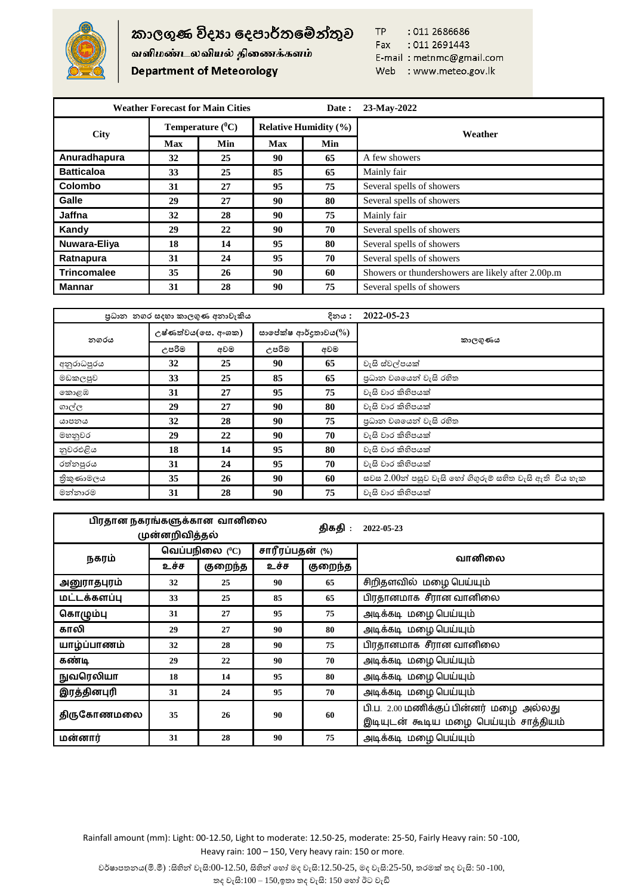# කාලගුණ විද්‍යා දෙපාර්තමේන්තුව

**வளிமண்டலவியல் திணைக்களம்**

**Department of Meteorology**

TP : 011 2686686
Fax : 011 2691443
E-mail : metnmc@gmail.com
Web : www.meteo.gov.lk

| Weather Forecast for Main Cities | | | | Date : | 23-May-2022 |
|---|---|---|---|---|---|
| City | Temperature ($^0$C) | | Relative Humidity (%) | | Weather |
| | Max | Min | Max | Min | |
| **Anuradhapura** | 32 | 25 | 90 | 65 | A few showers |
| **Batticaloa** | 33 | 25 | 85 | 65 | Mainly fair |
| **Colombo** | 31 | 27 | 95 | 75 | Several spells of showers |
| **Galle** | 29 | 27 | 90 | 80 | Several spells of showers |
| **Jaffna** | 32 | 28 | 90 | 75 | Mainly fair |
| **Kandy** | 29 | 22 | 90 | 70 | Several spells of showers |
| **Nuwara-Eliya** | 18 | 14 | 95 | 80 | Several spells of showers |
| **Ratnapura** | 31 | 24 | 95 | 70 | Several spells of showers |
| **Trincomalee** | 35 | 26 | 90 | 60 | Showers or thundershowers are likely after 2.00p.m |
| **Mannar** | 31 | 28 | 90 | 75 | Several spells of showers |

| ප්‍රධාන නගර සඳහා කාලගුණ අනාවැකිය | | | | දිනය : | 2022-05-23 |
|---|---|---|---|---|---|
| නගරය | උෂ්ණත්වය(සෙ. අංශක) | | සාපේක්ෂ ආර්ද්‍රතාවය(%) | | කාලගුණය |
| | උපරිම | අවම | උපරිම | අවම | |
| අනුරාධපුරය | 32 | 25 | 90 | 65 | වැසි ස්වල්පයක් |
| මඩකලපුව | 33 | 25 | 85 | 65 | ප්‍රධාන වශයෙන් වැසි රහිත |
| කොළඹ | 31 | 27 | 95 | 75 | වැසි වාර කිහිපයක් |
| ගාල්ල | 29 | 27 | 90 | 80 | වැසි වාර කිහිපයක් |
| යාපනය | 32 | 28 | 90 | 75 | ප්‍රධාන වශයෙන් වැසි රහිත |
| මහනුවර | 29 | 22 | 90 | 70 | වැසි වාර කිහිපයක් |
| නුවරඑළිය | 18 | 14 | 95 | 80 | වැසි වාර කිහිපයක් |
| රත්නපුරය | 31 | 24 | 95 | 70 | වැසි වාර කිහිපයක් |
| ත්‍රිකුණාමලය | 35 | 26 | 90 | 60 | සවස 2.00න් පසුව වැසි හෝ ගිගුරුම් සහිත වැසි ඇති විය හැක |
| මන්නාරම | 31 | 28 | 90 | 75 | වැසි වාර කිහිපයක් |

| பிரதான நகரங்களுக்கான வானிலை முன்னறிவித்தல் | | | | திகதி : | 2022-05-23 |
|---|---|---|---|---|---|
| நகரம் | வெப்பநிலை ($^0$C) | | சாரீரப்பதன் (%) | | வானிலை |
| | உச்ச | குறைந்த | உச்ச | குறைந்த | |
| **அனுராதபுரம்** | 32 | 25 | 90 | 65 | சிறிதளவில் மழை பெய்யும் |
| **மட்டக்களப்பு** | 33 | 25 | 85 | 65 | பிரதானமாக சீரான வானிலை |
| **கொழும்பு** | 31 | 27 | 95 | 75 | அடிக்கடி மழை பெய்யும் |
| **காலி** | 29 | 27 | 90 | 80 | அடிக்கடி மழை பெய்யும் |
| **யாழ்ப்பாணம்** | 32 | 28 | 90 | 75 | பிரதானமாக சீரான வானிலை |
| **கண்டி** | 29 | 22 | 90 | 70 | அடிக்கடி மழை பெய்யும் |
| **நுவரெலியா** | 18 | 14 | 95 | 80 | அடிக்கடி மழை பெய்யும் |
| **இரத்தினபுரி** | 31 | 24 | 95 | 70 | அடிக்கடி மழை பெய்யும் |
| **திருகோணமலை** | 35 | 26 | 90 | 60 | பி.ப. 2.00 மணிக்குப் பின்னர் மழை அல்லது இடியுடன் கூடிய மழை பெய்யும் சாத்தியம் |
| **மன்னார்** | 31 | 28 | 90 | 75 | அடிக்கடி மழை பெய்யும் |

Rainfall amount (mm): Light: 00-12.50, Light to moderate: 12.50-25, moderate: 25-50, Fairly Heavy rain: 50 -100, Heavy rain: 100 – 150, Very heavy rain: 150 or more.

වර්ෂාපතනය(මි.මී) :සිහින් වැසි:00-12.50, සිහින් හෝ මද වැසි:12.50-25, මද වැසි:25-50, තරමක් තද වැසි: 50 -100, තද වැසි:100 – 150,ඉතා තද වැසි: 150 හෝ ඊට වැඩි